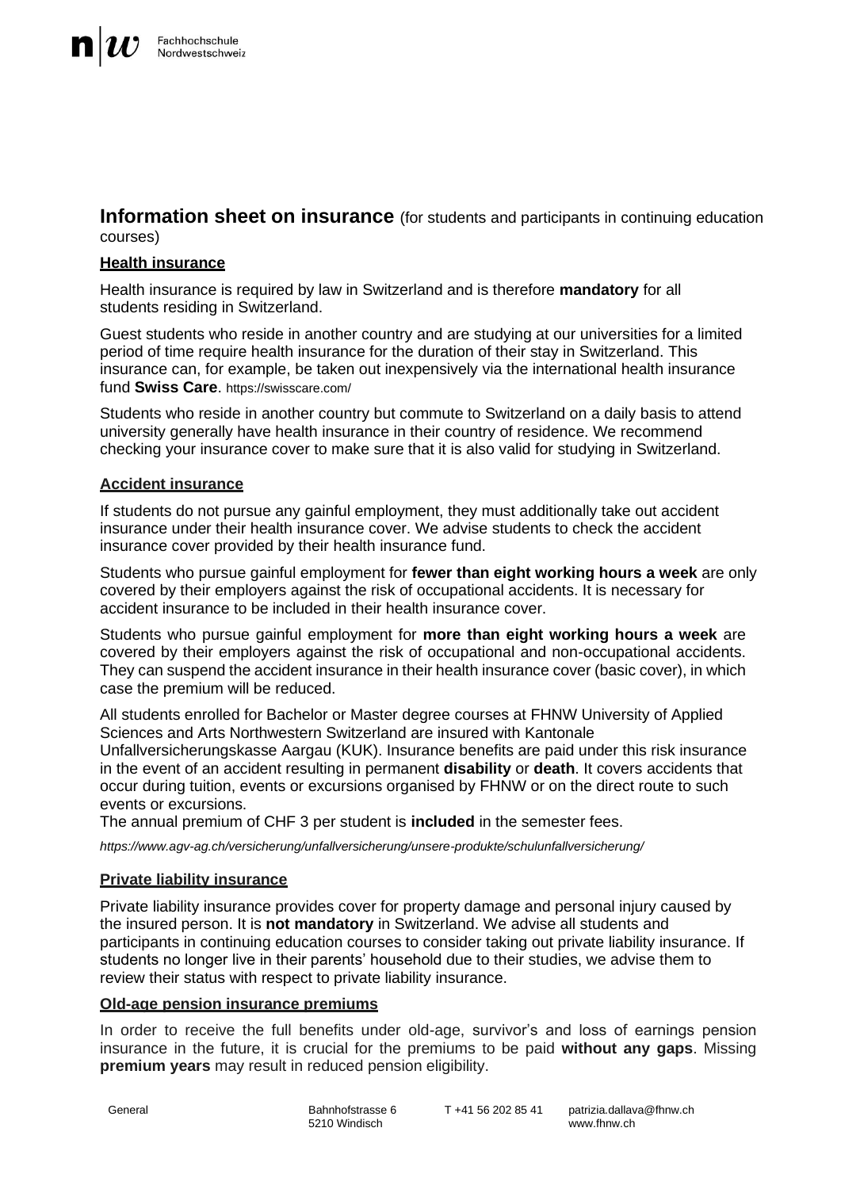# Information sheet on insurance (for students and participants in continuing education courses)

## Health insurance

Health insurance is required by law in Switzerland and is therefore **mandatory** for all students residing in Switzerland.

Guest students who reside in another country and are studying at our universities for a limited period of time require health insurance for the duration of their stay in Switzerland. This insurance can, for example, be taken out inexpensively via the international health insurance fund **Swiss Care**. https://swisscare.com/

Students who reside in another country but commute to Switzerland on a daily basis to attend university generally have health insurance in their country of residence. We recommend checking your insurance cover to make sure that it is also valid for studying in Switzerland.

## Accident insurance

If students do not pursue any gainful employment, they must additionally take out accident insurance under their health insurance cover. We advise students to check the accident insurance cover provided by their health insurance fund.

Students who pursue gainful employment for **fewer than eight working hours a week** are only covered by their employers against the risk of occupational accidents. It is necessary for accident insurance to be included in their health insurance cover.

Students who pursue gainful employment for **more than eight working hours a week** are covered by their employers against the risk of occupational and non-occupational accidents. They can suspend the accident insurance in their health insurance cover (basic cover), in which case the premium will be reduced.

All students enrolled for Bachelor or Master degree courses at FHNW University of Applied Sciences and Arts Northwestern Switzerland are insured with Kantonale Unfallversicherungskasse Aargau (KUK). Insurance benefits are paid under this risk insurance in the event of an accident resulting in permanent **disability** or **death**. It covers accidents that occur during tuition, events or excursions organised by FHNW or on the direct route to such events or excursions.
The annual premium of CHF 3 per student is **included** in the semester fees.

*https://www.agv-ag.ch/versicherung/unfallversicherung/unsere-produkte/schulunfallversicherung/*

## Private liability insurance

Private liability insurance provides cover for property damage and personal injury caused by the insured person. It is **not mandatory** in Switzerland. We advise all students and participants in continuing education courses to consider taking out private liability insurance. If students no longer live in their parents' household due to their studies, we advise them to review their status with respect to private liability insurance.

## Old-age pension insurance premiums

In order to receive the full benefits under old-age, survivor's and loss of earnings pension insurance in the future, it is crucial for the premiums to be paid **without any gaps**. Missing **premium years** may result in reduced pension eligibility.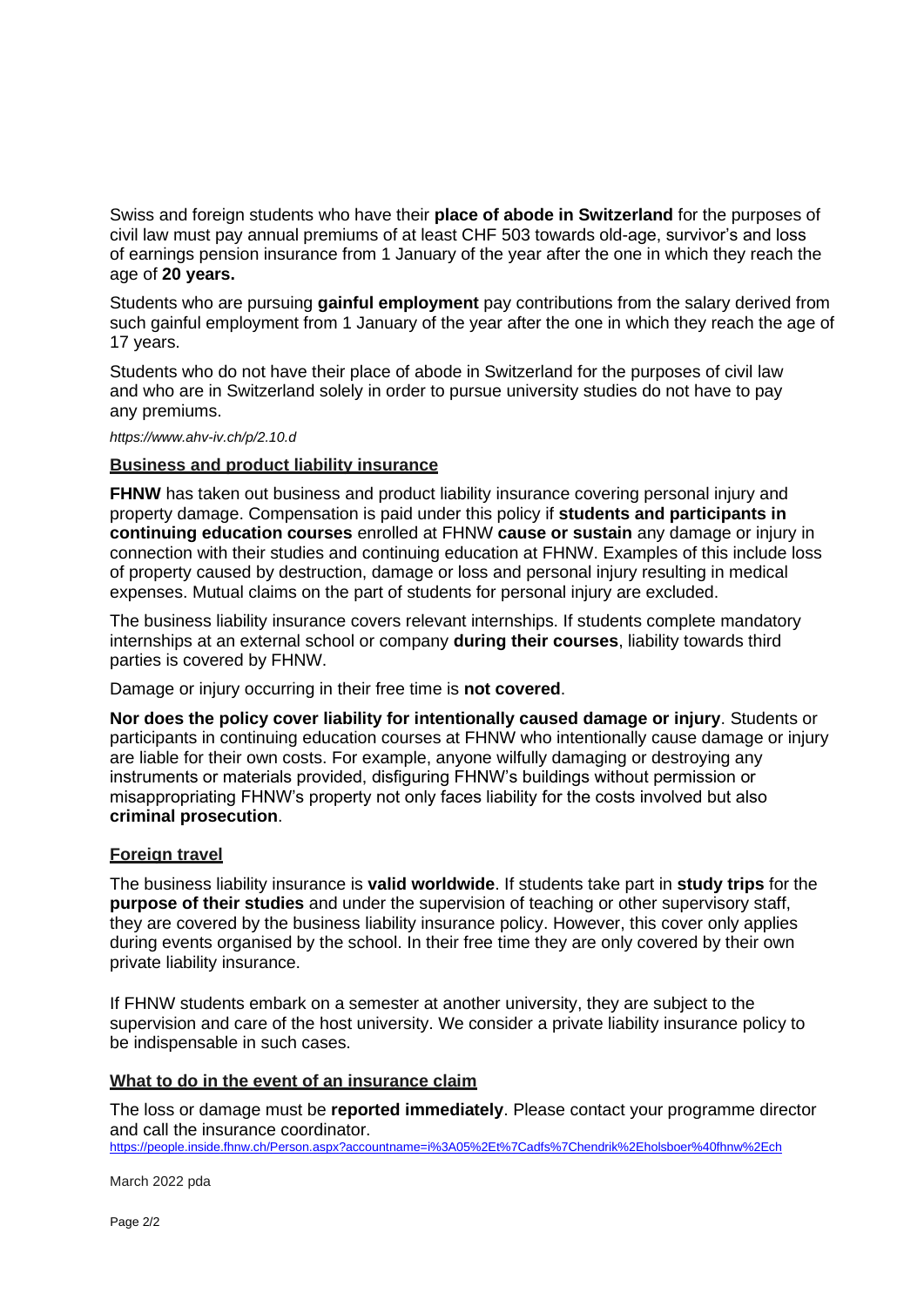Swiss and foreign students who have their **place of abode in Switzerland** for the purposes of civil law must pay annual premiums of at least CHF 503 towards old-age, survivor's and loss of earnings pension insurance from 1 January of the year after the one in which they reach the age of **20 years.**

Students who are pursuing **gainful employment** pay contributions from the salary derived from such gainful employment from 1 January of the year after the one in which they reach the age of 17 years.

Students who do not have their place of abode in Switzerland for the purposes of civil law and who are in Switzerland solely in order to pursue university studies do not have to pay any premiums.

*https://www.ahv-iv.ch/p/2.10.d*

## Business and product liability insurance

**FHNW** has taken out business and product liability insurance covering personal injury and property damage. Compensation is paid under this policy if **students and participants in continuing education courses** enrolled at FHNW **cause or sustain** any damage or injury in connection with their studies and continuing education at FHNW. Examples of this include loss of property caused by destruction, damage or loss and personal injury resulting in medical expenses. Mutual claims on the part of students for personal injury are excluded.

The business liability insurance covers relevant internships. If students complete mandatory internships at an external school or company **during their courses**, liability towards third parties is covered by FHNW.

Damage or injury occurring in their free time is **not covered**.

**Nor does the policy cover liability for intentionally caused damage or injury**. Students or participants in continuing education courses at FHNW who intentionally cause damage or injury are liable for their own costs. For example, anyone wilfully damaging or destroying any instruments or materials provided, disfiguring FHNW's buildings without permission or misappropriating FHNW's property not only faces liability for the costs involved but also **criminal prosecution**.

## Foreign travel

The business liability insurance is **valid worldwide**. If students take part in **study trips** for the **purpose of their studies** and under the supervision of teaching or other supervisory staff, they are covered by the business liability insurance policy. However, this cover only applies during events organised by the school. In their free time they are only covered by their own private liability insurance.

If FHNW students embark on a semester at another university, they are subject to the supervision and care of the host university. We consider a private liability insurance policy to be indispensable in such cases.

## What to do in the event of an insurance claim

The loss or damage must be **reported immediately**. Please contact your programme director and call the insurance coordinator.
https://people.inside.fhnw.ch/Person.aspx?accountname=i%3A05%2Et%7Cadfs%7Chendrik%2Eholsboer%40fhnw%2Ech

March 2022 pda